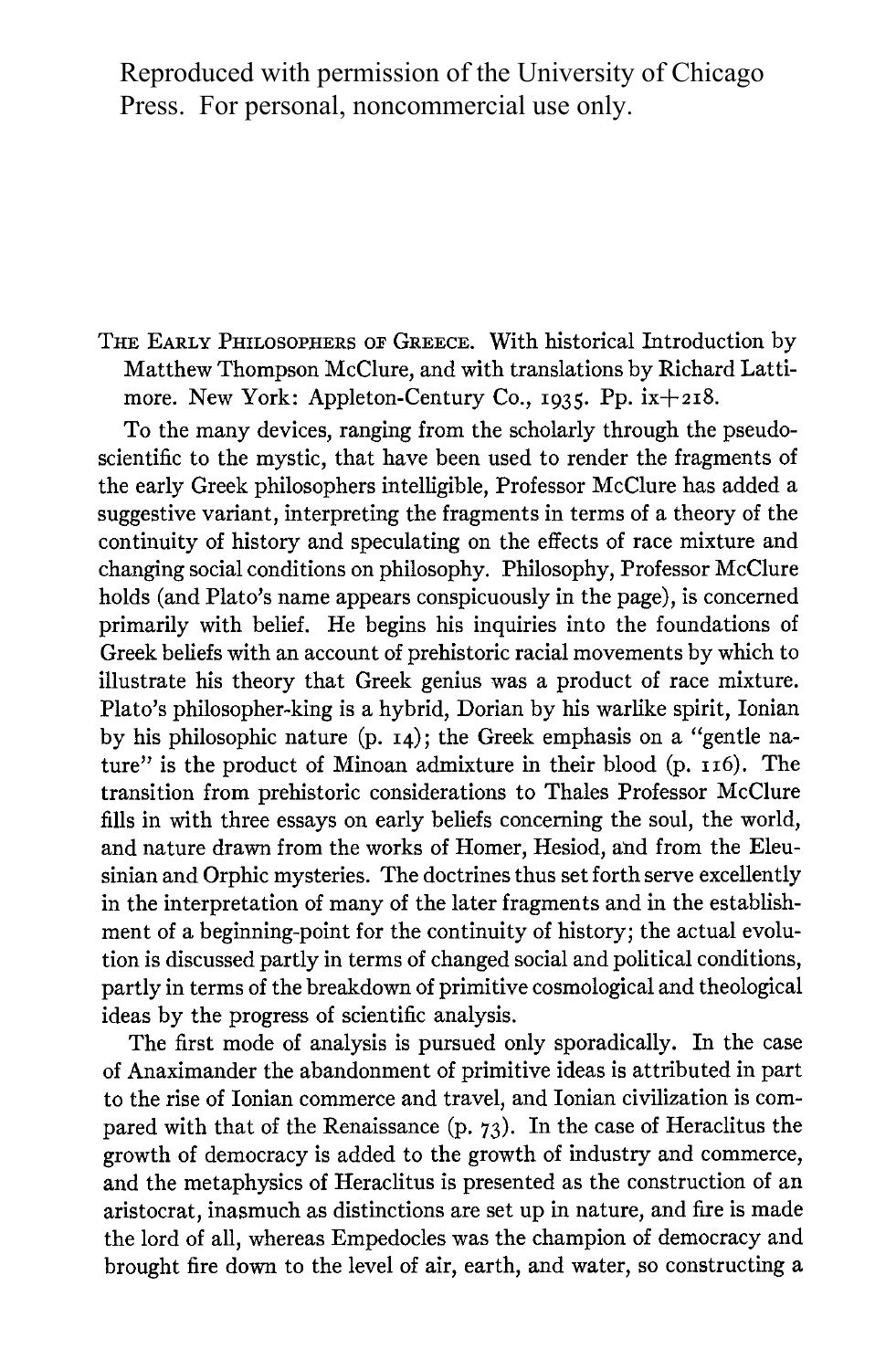Reproduced with permission of the University of Chicago Press. For personal, noncommercial use only.

THE EARLY PHILOSOPHERS OF GREECE. With historical Introduction by Matthew Thompson McClure, and with translations by Richard Lattimore. New York: Appleton-Century Co., 1935. Pp. ix+218.

To the many devices, ranging from the scholarly through the pseudo-scientific to the mystic, that have been used to render the fragments of the early Greek philosophers intelligible, Professor McClure has added a suggestive variant, interpreting the fragments in terms of a theory of the continuity of history and speculating on the effects of race mixture and changing social conditions on philosophy. Philosophy, Professor McClure holds (and Plato's name appears conspicuously in the page), is concerned primarily with belief. He begins his inquiries into the foundations of Greek beliefs with an account of prehistoric racial movements by which to illustrate his theory that Greek genius was a product of race mixture. Plato's philosopher-king is a hybrid, Dorian by his warlike spirit, Ionian by his philosophic nature (p. 14); the Greek emphasis on a "gentle nature" is the product of Minoan admixture in their blood (p. 116). The transition from prehistoric considerations to Thales Professor McClure fills in with three essays on early beliefs concerning the soul, the world, and nature drawn from the works of Homer, Hesiod, and from the Eleusinian and Orphic mysteries. The doctrines thus set forth serve excellently in the interpretation of many of the later fragments and in the establishment of a beginning-point for the continuity of history; the actual evolution is discussed partly in terms of changed social and political conditions, partly in terms of the breakdown of primitive cosmological and theological ideas by the progress of scientific analysis.

The first mode of analysis is pursued only sporadically. In the case of Anaximander the abandonment of primitive ideas is attributed in part to the rise of Ionian commerce and travel, and Ionian civilization is compared with that of the Renaissance (p. 73). In the case of Heraclitus the growth of democracy is added to the growth of industry and commerce, and the metaphysics of Heraclitus is presented as the construction of an aristocrat, inasmuch as distinctions are set up in nature, and fire is made the lord of all, whereas Empedocles was the champion of democracy and brought fire down to the level of air, earth, and water, so constructing a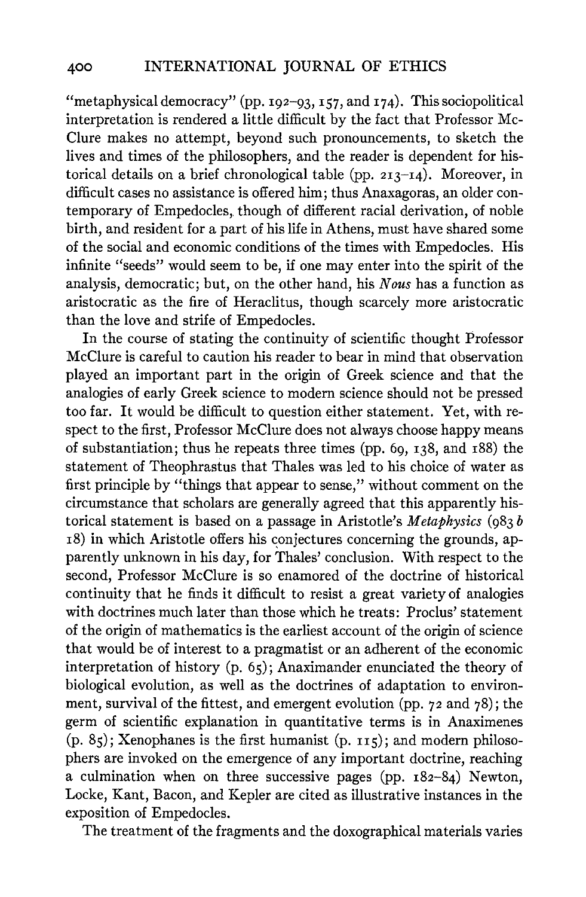"metaphysical democracy" (pp. 192–93, 157, and 174). This sociopolitical interpretation is rendered a little difficult by the fact that Professor McClure makes no attempt, beyond such pronouncements, to sketch the lives and times of the philosophers, and the reader is dependent for historical details on a brief chronological table (pp. 213–14). Moreover, in difficult cases no assistance is offered him; thus Anaxagoras, an older contemporary of Empedocles, though of different racial derivation, of noble birth, and resident for a part of his life in Athens, must have shared some of the social and economic conditions of the times with Empedocles. His infinite "seeds" would seem to be, if one may enter into the spirit of the analysis, democratic; but, on the other hand, his *Nous* has a function as aristocratic as the fire of Heraclitus, though scarcely more aristocratic than the love and strife of Empedocles.

In the course of stating the continuity of scientific thought Professor McClure is careful to caution his reader to bear in mind that observation played an important part in the origin of Greek science and that the analogies of early Greek science to modern science should not be pressed too far. It would be difficult to question either statement. Yet, with respect to the first, Professor McClure does not always choose happy means of substantiation; thus he repeats three times (pp. 69, 138, and 188) the statement of Theophrastus that Thales was led to his choice of water as first principle by "things that appear to sense," without comment on the circumstance that scholars are generally agreed that this apparently historical statement is based on a passage in Aristotle's *Metaphysics* (983 *b* 18) in which Aristotle offers his conjectures concerning the grounds, apparently unknown in his day, for Thales' conclusion. With respect to the second, Professor McClure is so enamored of the doctrine of historical continuity that he finds it difficult to resist a great variety of analogies with doctrines much later than those which he treats: Proclus' statement of the origin of mathematics is the earliest account of the origin of science that would be of interest to a pragmatist or an adherent of the economic interpretation of history (p. 65); Anaximander enunciated the theory of biological evolution, as well as the doctrines of adaptation to environment, survival of the fittest, and emergent evolution (pp. 72 and 78); the germ of scientific explanation in quantitative terms is in Anaximenes (p. 85); Xenophanes is the first humanist (p. 115); and modern philosophers are invoked on the emergence of any important doctrine, reaching a culmination when on three successive pages (pp. 182–84) Newton, Locke, Kant, Bacon, and Kepler are cited as illustrative instances in the exposition of Empedocles.

The treatment of the fragments and the doxographical materials varies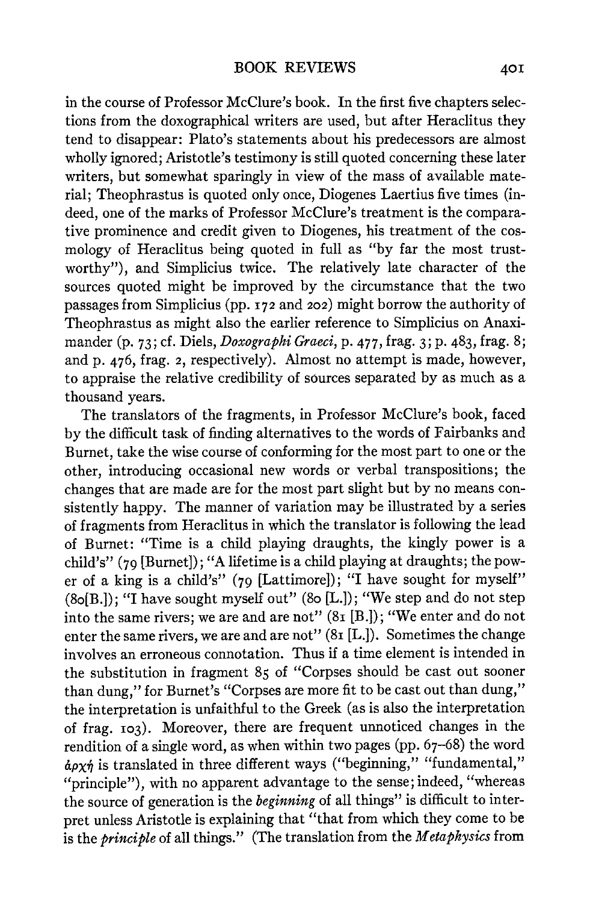in the course of Professor McClure's book. In the first five chapters selections from the doxographical writers are used, but after Heraclitus they tend to disappear: Plato's statements about his predecessors are almost wholly ignored; Aristotle's testimony is still quoted concerning these later writers, but somewhat sparingly in view of the mass of available material; Theophrastus is quoted only once, Diogenes Laertius five times (indeed, one of the marks of Professor McClure's treatment is the comparative prominence and credit given to Diogenes, his treatment of the cosmology of Heraclitus being quoted in full as "by far the most trustworthy"), and Simplicius twice. The relatively late character of the sources quoted might be improved by the circumstance that the two passages from Simplicius (pp. 172 and 202) might borrow the authority of Theophrastus as might also the earlier reference to Simplicius on Anaximander (p. 73; cf. Diels, *Doxographi Graeci*, p. 477, frag. 3; p. 483, frag. 8; and p. 476, frag. 2, respectively). Almost no attempt is made, however, to appraise the relative credibility of sources separated by as much as a thousand years.

The translators of the fragments, in Professor McClure's book, faced by the difficult task of finding alternatives to the words of Fairbanks and Burnet, take the wise course of conforming for the most part to one or the other, introducing occasional new words or verbal transpositions; the changes that are made are for the most part slight but by no means consistently happy. The manner of variation may be illustrated by a series of fragments from Heraclitus in which the translator is following the lead of Burnet: "Time is a child playing draughts, the kingly power is a child's" (79 [Burnet]); "A lifetime is a child playing at draughts; the power of a king is a child's" (79 [Lattimore]); "I have sought for myself" (80[B.]); "I have sought myself out" (80 [L.]); "We step and do not step into the same rivers; we are and are not" (81 [B.]); "We enter and do not enter the same rivers, we are and are not" (81 [L.]). Sometimes the change involves an erroneous connotation. Thus if a time element is intended in the substitution in fragment 85 of "Corpses should be cast out sooner than dung," for Burnet's "Corpses are more fit to be cast out than dung," the interpretation is unfaithful to the Greek (as is also the interpretation of frag. 103). Moreover, there are frequent unnoticed changes in the rendition of a single word, as when within two pages (pp. 67–68) the word ἀρχή is translated in three different ways ("beginning," "fundamental," "principle"), with no apparent advantage to the sense; indeed, "whereas the source of generation is the *beginning* of all things" is difficult to interpret unless Aristotle is explaining that "that from which they come to be is the *principle* of all things." (The translation from the *Metaphysics* from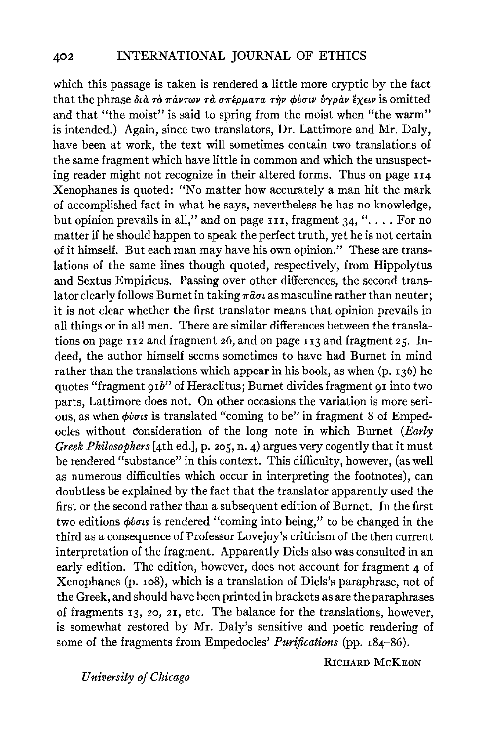which this passage is taken is rendered a little more cryptic by the fact that the phrase διὰ τὸ πάντων τὰ σπέρματα τὴν φύσιν ὑγρὰν ἔχειν is omitted and that "the moist" is said to spring from the moist when "the warm" is intended.) Again, since two translators, Dr. Lattimore and Mr. Daly, have been at work, the text will sometimes contain two translations of the same fragment which have little in common and which the unsuspecting reader might not recognize in their altered forms. Thus on page 114 Xenophanes is quoted: "No matter how accurately a man hit the mark of accomplished fact in what he says, nevertheless he has no knowledge, but opinion prevails in all," and on page 111, fragment 34, ". . . . For no matter if he should happen to speak the perfect truth, yet he is not certain of it himself. But each man may have his own opinion." These are translations of the same lines though quoted, respectively, from Hippolytus and Sextus Empiricus. Passing over other differences, the second translator clearly follows Burnet in taking πᾶσι as masculine rather than neuter; it is not clear whether the first translator means that opinion prevails in all things or in all men. There are similar differences between the translations on page 112 and fragment 26, and on page 113 and fragment 25. Indeed, the author himself seems sometimes to have had Burnet in mind rather than the translations which appear in his book, as when (p. 136) he quotes "fragment 91*b*" of Heraclitus; Burnet divides fragment 91 into two parts, Lattimore does not. On other occasions the variation is more serious, as when φύσις is translated "coming to be" in fragment 8 of Empedocles without consideration of the long note in which Burnet (*Early Greek Philosophers* [4th ed.], p. 205, n. 4) argues very cogently that it must be rendered "substance" in this context. This difficulty, however, (as well as numerous difficulties which occur in interpreting the footnotes), can doubtless be explained by the fact that the translator apparently used the first or the second rather than a subsequent edition of Burnet. In the first two editions φύσις is rendered "coming into being," to be changed in the third as a consequence of Professor Lovejoy's criticism of the then current interpretation of the fragment. Apparently Diels also was consulted in an early edition. The edition, however, does not account for fragment 4 of Xenophanes (p. 108), which is a translation of Diels's paraphrase, not of the Greek, and should have been printed in brackets as are the paraphrases of fragments 13, 20, 21, etc. The balance for the translations, however, is somewhat restored by Mr. Daly's sensitive and poetic rendering of some of the fragments from Empedocles' *Purifications* (pp. 184–86).

RICHARD MCKEON

*University of Chicago*